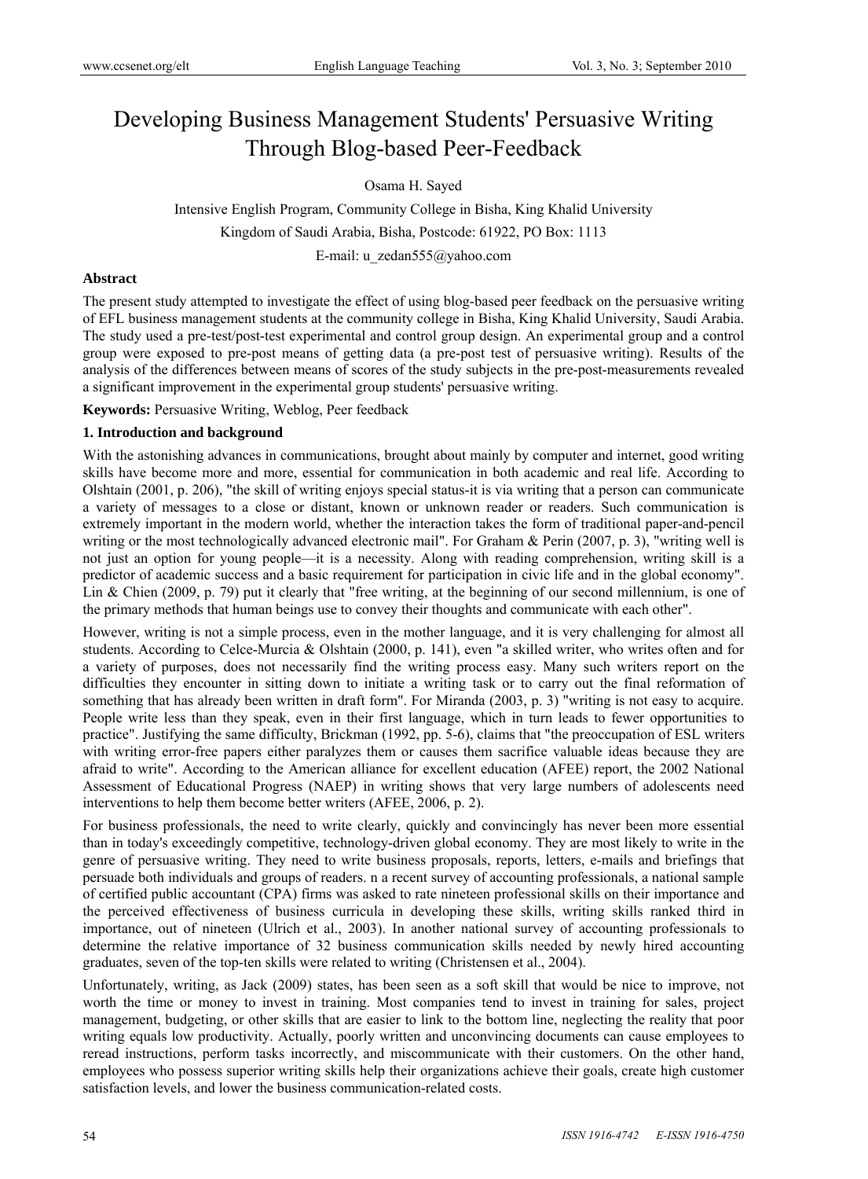# Developing Business Management Students' Persuasive Writing Through Blog-based Peer-Feedback

Osama H. Sayed

Intensive English Program, Community College in Bisha, King Khalid University

Kingdom of Saudi Arabia, Bisha, Postcode: 61922, PO Box: 1113

E-mail: u_zedan555@yahoo.com

### Abstract

The present study attempted to investigate the effect of using blog-based peer feedback on the persuasive writing of EFL business management students at the community college in Bisha, King Khalid University, Saudi Arabia. The study used a pre-test/post-test experimental and control group design. An experimental group and a control group were exposed to pre-post means of getting data (a pre-post test of persuasive writing). Results of the analysis of the differences between means of scores of the study subjects in the pre-post-measurements revealed a significant improvement in the experimental group students' persuasive writing.

**Keywords:** Persuasive Writing, Weblog, Peer feedback

## 1. Introduction and background

With the astonishing advances in communications, brought about mainly by computer and internet, good writing skills have become more and more, essential for communication in both academic and real life. According to Olshtain (2001, p. 206), "the skill of writing enjoys special status-it is via writing that a person can communicate a variety of messages to a close or distant, known or unknown reader or readers. Such communication is extremely important in the modern world, whether the interaction takes the form of traditional paper-and-pencil writing or the most technologically advanced electronic mail". For Graham & Perin (2007, p. 3), "writing well is not just an option for young people—it is a necessity. Along with reading comprehension, writing skill is a predictor of academic success and a basic requirement for participation in civic life and in the global economy". Lin & Chien (2009, p. 79) put it clearly that "free writing, at the beginning of our second millennium, is one of the primary methods that human beings use to convey their thoughts and communicate with each other".

However, writing is not a simple process, even in the mother language, and it is very challenging for almost all students. According to Celce-Murcia & Olshtain (2000, p. 141), even "a skilled writer, who writes often and for a variety of purposes, does not necessarily find the writing process easy. Many such writers report on the difficulties they encounter in sitting down to initiate a writing task or to carry out the final reformation of something that has already been written in draft form". For Miranda (2003, p. 3) "writing is not easy to acquire. People write less than they speak, even in their first language, which in turn leads to fewer opportunities to practice". Justifying the same difficulty, Brickman (1992, pp. 5-6), claims that "the preoccupation of ESL writers with writing error-free papers either paralyzes them or causes them sacrifice valuable ideas because they are afraid to write". According to the American alliance for excellent education (AFEE) report, the 2002 National Assessment of Educational Progress (NAEP) in writing shows that very large numbers of adolescents need interventions to help them become better writers (AFEE, 2006, p. 2).

For business professionals, the need to write clearly, quickly and convincingly has never been more essential than in today's exceedingly competitive, technology-driven global economy. They are most likely to write in the genre of persuasive writing. They need to write business proposals, reports, letters, e-mails and briefings that persuade both individuals and groups of readers. n a recent survey of accounting professionals, a national sample of certified public accountant (CPA) firms was asked to rate nineteen professional skills on their importance and the perceived effectiveness of business curricula in developing these skills, writing skills ranked third in importance, out of nineteen (Ulrich et al., 2003). In another national survey of accounting professionals to determine the relative importance of 32 business communication skills needed by newly hired accounting graduates, seven of the top-ten skills were related to writing (Christensen et al., 2004).

Unfortunately, writing, as Jack (2009) states, has been seen as a soft skill that would be nice to improve, not worth the time or money to invest in training. Most companies tend to invest in training for sales, project management, budgeting, or other skills that are easier to link to the bottom line, neglecting the reality that poor writing equals low productivity. Actually, poorly written and unconvincing documents can cause employees to reread instructions, perform tasks incorrectly, and miscommunicate with their customers. On the other hand, employees who possess superior writing skills help their organizations achieve their goals, create high customer satisfaction levels, and lower the business communication-related costs.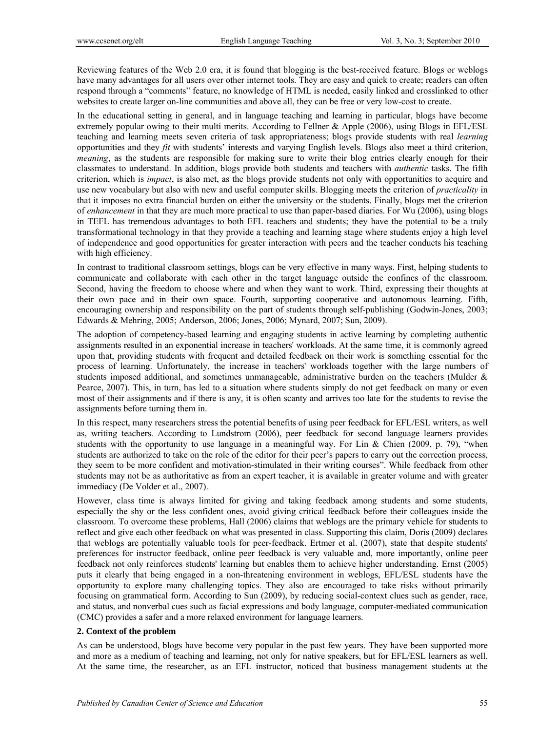Reviewing features of the Web 2.0 era, it is found that blogging is the best-received feature. Blogs or weblogs have many advantages for all users over other internet tools. They are easy and quick to create; readers can often respond through a "comments" feature, no knowledge of HTML is needed, easily linked and crosslinked to other websites to create larger on-line communities and above all, they can be free or very low-cost to create.

In the educational setting in general, and in language teaching and learning in particular, blogs have become extremely popular owing to their multi merits. According to Fellner & Apple (2006), using Blogs in EFL/ESL teaching and learning meets seven criteria of task appropriateness; blogs provide students with real *learning* opportunities and they *fit* with students' interests and varying English levels. Blogs also meet a third criterion, *meaning*, as the students are responsible for making sure to write their blog entries clearly enough for their classmates to understand. In addition, blogs provide both students and teachers with *authentic* tasks. The fifth criterion, which is *impact*, is also met, as the blogs provide students not only with opportunities to acquire and use new vocabulary but also with new and useful computer skills. Blogging meets the criterion of *practicality* in that it imposes no extra financial burden on either the university or the students. Finally, blogs met the criterion of *enhancement* in that they are much more practical to use than paper-based diaries. For Wu (2006), using blogs in TEFL has tremendous advantages to both EFL teachers and students; they have the potential to be a truly transformational technology in that they provide a teaching and learning stage where students enjoy a high level of independence and good opportunities for greater interaction with peers and the teacher conducts his teaching with high efficiency.

In contrast to traditional classroom settings, blogs can be very effective in many ways. First, helping students to communicate and collaborate with each other in the target language outside the confines of the classroom. Second, having the freedom to choose where and when they want to work. Third, expressing their thoughts at their own pace and in their own space. Fourth, supporting cooperative and autonomous learning. Fifth, encouraging ownership and responsibility on the part of students through self-publishing (Godwin-Jones, 2003; Edwards & Mehring, 2005; Anderson, 2006; Jones, 2006; Mynard, 2007; Sun, 2009).

The adoption of competency-based learning and engaging students in active learning by completing authentic assignments resulted in an exponential increase in teachers' workloads. At the same time, it is commonly agreed upon that, providing students with frequent and detailed feedback on their work is something essential for the process of learning. Unfortunately, the increase in teachers' workloads together with the large numbers of students imposed additional, and sometimes unmanageable, administrative burden on the teachers (Mulder & Pearce, 2007). This, in turn, has led to a situation where students simply do not get feedback on many or even most of their assignments and if there is any, it is often scanty and arrives too late for the students to revise the assignments before turning them in.

In this respect, many researchers stress the potential benefits of using peer feedback for EFL/ESL writers, as well as, writing teachers. According to Lundstrom (2006), peer feedback for second language learners provides students with the opportunity to use language in a meaningful way. For Lin & Chien (2009, p. 79), "when students are authorized to take on the role of the editor for their peer's papers to carry out the correction process, they seem to be more confident and motivation-stimulated in their writing courses". While feedback from other students may not be as authoritative as from an expert teacher, it is available in greater volume and with greater immediacy (De Volder et al., 2007).

However, class time is always limited for giving and taking feedback among students and some students, especially the shy or the less confident ones, avoid giving critical feedback before their colleagues inside the classroom. To overcome these problems, Hall (2006) claims that weblogs are the primary vehicle for students to reflect and give each other feedback on what was presented in class. Supporting this claim, Doris (2009) declares that weblogs are potentially valuable tools for peer-feedback. Ertmer et al. (2007), state that despite students' preferences for instructor feedback, online peer feedback is very valuable and, more importantly, online peer feedback not only reinforces students' learning but enables them to achieve higher understanding. Ernst (2005) puts it clearly that being engaged in a non-threatening environment in weblogs, EFL/ESL students have the opportunity to explore many challenging topics. They also are encouraged to take risks without primarily focusing on grammatical form. According to Sun (2009), by reducing social-context clues such as gender, race, and status, and nonverbal cues such as facial expressions and body language, computer-mediated communication (CMC) provides a safer and a more relaxed environment for language learners.

## 2. Context of the problem

As can be understood, blogs have become very popular in the past few years. They have been supported more and more as a medium of teaching and learning, not only for native speakers, but for EFL/ESL learners as well. At the same time, the researcher, as an EFL instructor, noticed that business management students at the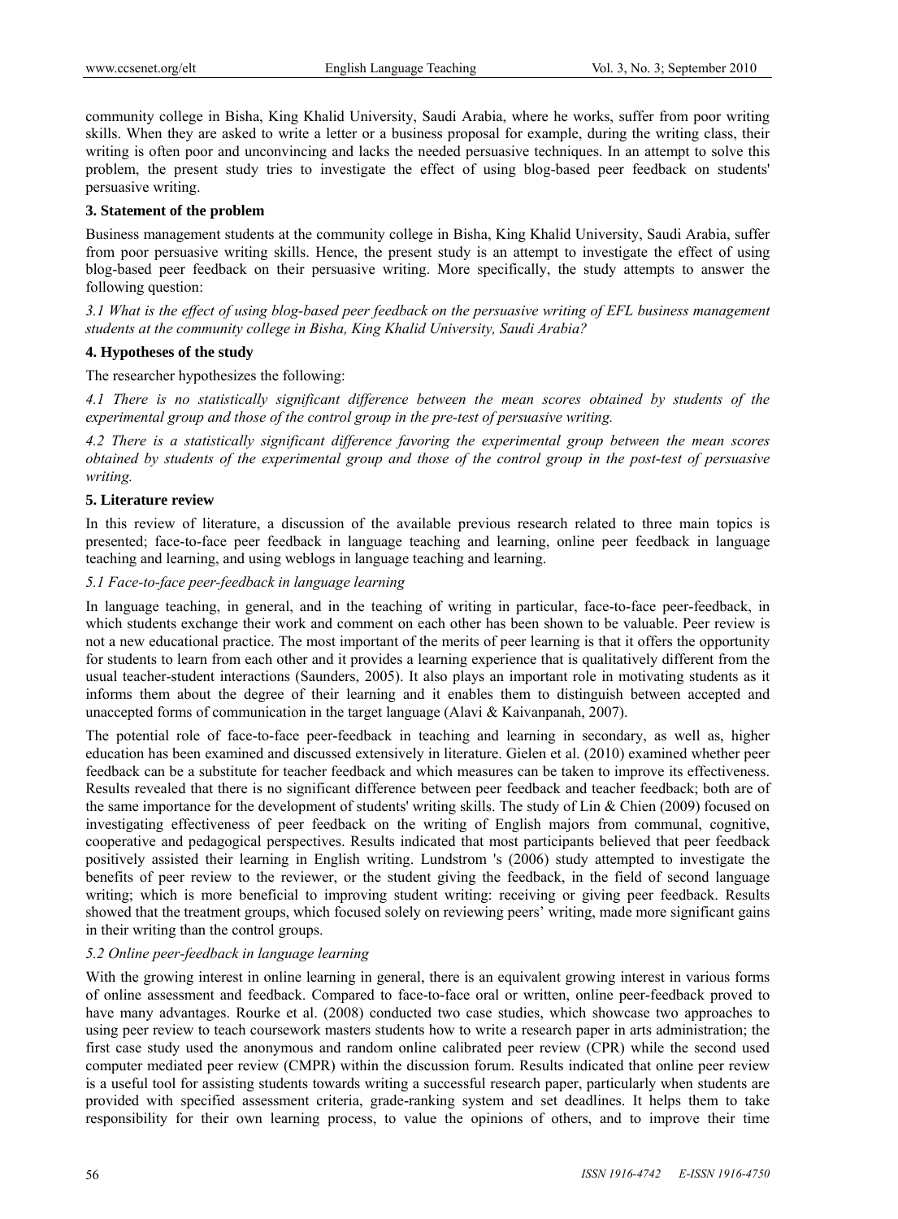community college in Bisha, King Khalid University, Saudi Arabia, where he works, suffer from poor writing skills. When they are asked to write a letter or a business proposal for example, during the writing class, their writing is often poor and unconvincing and lacks the needed persuasive techniques. In an attempt to solve this problem, the present study tries to investigate the effect of using blog-based peer feedback on students' persuasive writing.

### 3. Statement of the problem

Business management students at the community college in Bisha, King Khalid University, Saudi Arabia, suffer from poor persuasive writing skills. Hence, the present study is an attempt to investigate the effect of using blog-based peer feedback on their persuasive writing. More specifically, the study attempts to answer the following question:

*3.1 What is the effect of using blog-based peer feedback on the persuasive writing of EFL business management students at the community college in Bisha, King Khalid University, Saudi Arabia?*

### 4. Hypotheses of the study

The researcher hypothesizes the following:

*4.1 There is no statistically significant difference between the mean scores obtained by students of the experimental group and those of the control group in the pre-test of persuasive writing.*

*4.2 There is a statistically significant difference favoring the experimental group between the mean scores obtained by students of the experimental group and those of the control group in the post-test of persuasive writing.*

### 5. Literature review

In this review of literature, a discussion of the available previous research related to three main topics is presented; face-to-face peer feedback in language teaching and learning, online peer feedback in language teaching and learning, and using weblogs in language teaching and learning.

#### *5.1 Face-to-face peer-feedback in language learning*

In language teaching, in general, and in the teaching of writing in particular, face-to-face peer-feedback, in which students exchange their work and comment on each other has been shown to be valuable. Peer review is not a new educational practice. The most important of the merits of peer learning is that it offers the opportunity for students to learn from each other and it provides a learning experience that is qualitatively different from the usual teacher-student interactions (Saunders, 2005). It also plays an important role in motivating students as it informs them about the degree of their learning and it enables them to distinguish between accepted and unaccepted forms of communication in the target language (Alavi & Kaivanpanah, 2007).

The potential role of face-to-face peer-feedback in teaching and learning in secondary, as well as, higher education has been examined and discussed extensively in literature. Gielen et al. (2010) examined whether peer feedback can be a substitute for teacher feedback and which measures can be taken to improve its effectiveness. Results revealed that there is no significant difference between peer feedback and teacher feedback; both are of the same importance for the development of students' writing skills. The study of Lin & Chien (2009) focused on investigating effectiveness of peer feedback on the writing of English majors from communal, cognitive, cooperative and pedagogical perspectives. Results indicated that most participants believed that peer feedback positively assisted their learning in English writing. Lundstrom 's (2006) study attempted to investigate the benefits of peer review to the reviewer, or the student giving the feedback, in the field of second language writing; which is more beneficial to improving student writing: receiving or giving peer feedback. Results showed that the treatment groups, which focused solely on reviewing peers' writing, made more significant gains in their writing than the control groups.

#### *5.2 Online peer-feedback in language learning*

With the growing interest in online learning in general, there is an equivalent growing interest in various forms of online assessment and feedback. Compared to face-to-face oral or written, online peer-feedback proved to have many advantages. Rourke et al. (2008) conducted two case studies, which showcase two approaches to using peer review to teach coursework masters students how to write a research paper in arts administration; the first case study used the anonymous and random online calibrated peer review (CPR) while the second used computer mediated peer review (CMPR) within the discussion forum. Results indicated that online peer review is a useful tool for assisting students towards writing a successful research paper, particularly when students are provided with specified assessment criteria, grade-ranking system and set deadlines. It helps them to take responsibility for their own learning process, to value the opinions of others, and to improve their time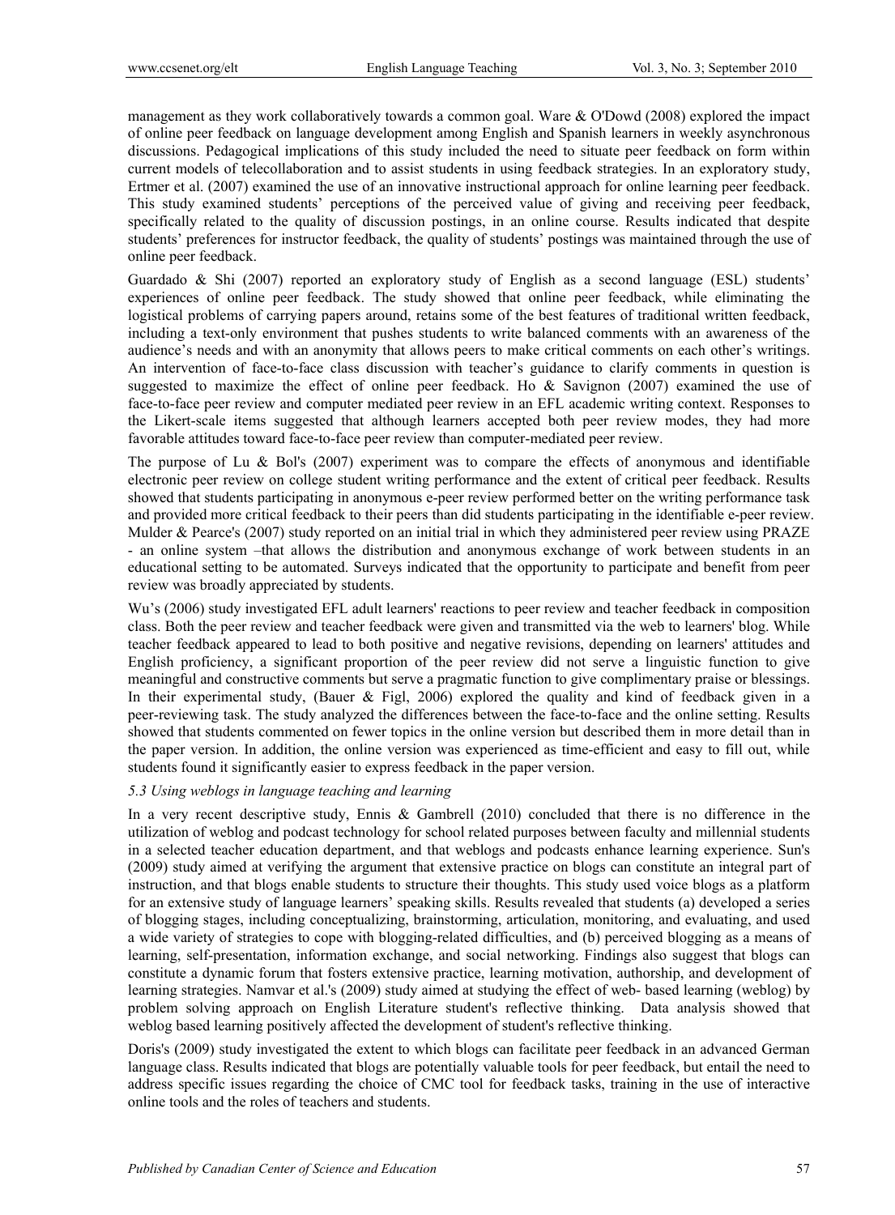management as they work collaboratively towards a common goal. Ware & O'Dowd (2008) explored the impact of online peer feedback on language development among English and Spanish learners in weekly asynchronous discussions. Pedagogical implications of this study included the need to situate peer feedback on form within current models of telecollaboration and to assist students in using feedback strategies. In an exploratory study, Ertmer et al. (2007) examined the use of an innovative instructional approach for online learning peer feedback. This study examined students' perceptions of the perceived value of giving and receiving peer feedback, specifically related to the quality of discussion postings, in an online course. Results indicated that despite students' preferences for instructor feedback, the quality of students' postings was maintained through the use of online peer feedback.

Guardado & Shi (2007) reported an exploratory study of English as a second language (ESL) students' experiences of online peer feedback. The study showed that online peer feedback, while eliminating the logistical problems of carrying papers around, retains some of the best features of traditional written feedback, including a text-only environment that pushes students to write balanced comments with an awareness of the audience's needs and with an anonymity that allows peers to make critical comments on each other's writings. An intervention of face-to-face class discussion with teacher's guidance to clarify comments in question is suggested to maximize the effect of online peer feedback. Ho & Savignon (2007) examined the use of face-to-face peer review and computer mediated peer review in an EFL academic writing context. Responses to the Likert-scale items suggested that although learners accepted both peer review modes, they had more favorable attitudes toward face-to-face peer review than computer-mediated peer review.

The purpose of Lu & Bol's (2007) experiment was to compare the effects of anonymous and identifiable electronic peer review on college student writing performance and the extent of critical peer feedback. Results showed that students participating in anonymous e-peer review performed better on the writing performance task and provided more critical feedback to their peers than did students participating in the identifiable e-peer review. Mulder & Pearce's (2007) study reported on an initial trial in which they administered peer review using PRAZE - an online system –that allows the distribution and anonymous exchange of work between students in an educational setting to be automated. Surveys indicated that the opportunity to participate and benefit from peer review was broadly appreciated by students.

Wu's (2006) study investigated EFL adult learners' reactions to peer review and teacher feedback in composition class. Both the peer review and teacher feedback were given and transmitted via the web to learners' blog. While teacher feedback appeared to lead to both positive and negative revisions, depending on learners' attitudes and English proficiency, a significant proportion of the peer review did not serve a linguistic function to give meaningful and constructive comments but serve a pragmatic function to give complimentary praise or blessings. In their experimental study, (Bauer & Figl, 2006) explored the quality and kind of feedback given in a peer-reviewing task. The study analyzed the differences between the face-to-face and the online setting. Results showed that students commented on fewer topics in the online version but described them in more detail than in the paper version. In addition, the online version was experienced as time-efficient and easy to fill out, while students found it significantly easier to express feedback in the paper version.

*5.3 Using weblogs in language teaching and learning*

In a very recent descriptive study, Ennis & Gambrell (2010) concluded that there is no difference in the utilization of weblog and podcast technology for school related purposes between faculty and millennial students in a selected teacher education department, and that weblogs and podcasts enhance learning experience. Sun's (2009) study aimed at verifying the argument that extensive practice on blogs can constitute an integral part of instruction, and that blogs enable students to structure their thoughts. This study used voice blogs as a platform for an extensive study of language learners' speaking skills. Results revealed that students (a) developed a series of blogging stages, including conceptualizing, brainstorming, articulation, monitoring, and evaluating, and used a wide variety of strategies to cope with blogging-related difficulties, and (b) perceived blogging as a means of learning, self-presentation, information exchange, and social networking. Findings also suggest that blogs can constitute a dynamic forum that fosters extensive practice, learning motivation, authorship, and development of learning strategies. Namvar et al.'s (2009) study aimed at studying the effect of web- based learning (weblog) by problem solving approach on English Literature student's reflective thinking. Data analysis showed that weblog based learning positively affected the development of student's reflective thinking.

Doris's (2009) study investigated the extent to which blogs can facilitate peer feedback in an advanced German language class. Results indicated that blogs are potentially valuable tools for peer feedback, but entail the need to address specific issues regarding the choice of CMC tool for feedback tasks, training in the use of interactive online tools and the roles of teachers and students.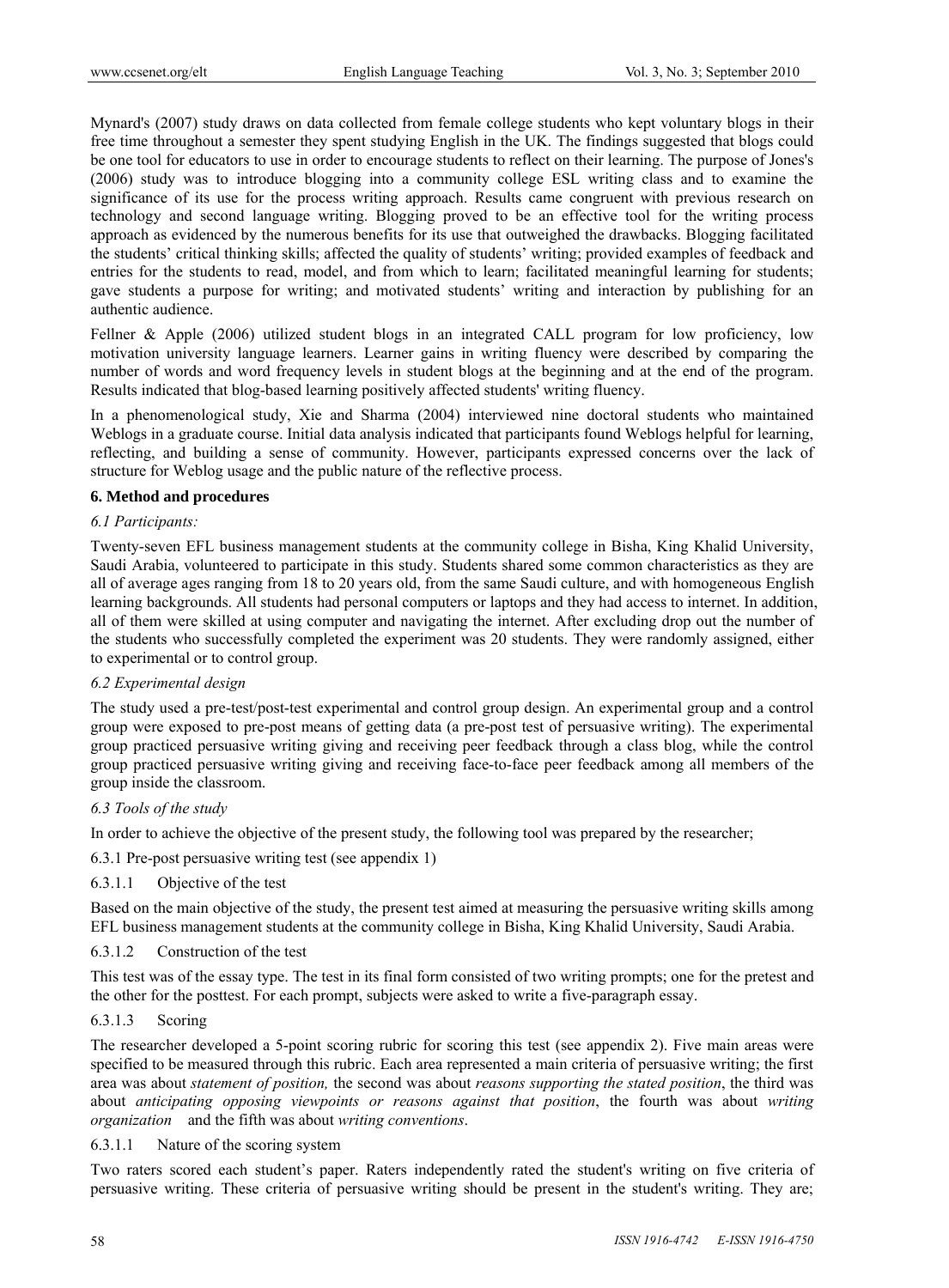Mynard's (2007) study draws on data collected from female college students who kept voluntary blogs in their free time throughout a semester they spent studying English in the UK. The findings suggested that blogs could be one tool for educators to use in order to encourage students to reflect on their learning. The purpose of Jones's (2006) study was to introduce blogging into a community college ESL writing class and to examine the significance of its use for the process writing approach. Results came congruent with previous research on technology and second language writing. Blogging proved to be an effective tool for the writing process approach as evidenced by the numerous benefits for its use that outweighed the drawbacks. Blogging facilitated the students' critical thinking skills; affected the quality of students' writing; provided examples of feedback and entries for the students to read, model, and from which to learn; facilitated meaningful learning for students; gave students a purpose for writing; and motivated students' writing and interaction by publishing for an authentic audience.

Fellner & Apple (2006) utilized student blogs in an integrated CALL program for low proficiency, low motivation university language learners. Learner gains in writing fluency were described by comparing the number of words and word frequency levels in student blogs at the beginning and at the end of the program. Results indicated that blog-based learning positively affected students' writing fluency.

In a phenomenological study, Xie and Sharma (2004) interviewed nine doctoral students who maintained Weblogs in a graduate course. Initial data analysis indicated that participants found Weblogs helpful for learning, reflecting, and building a sense of community. However, participants expressed concerns over the lack of structure for Weblog usage and the public nature of the reflective process.

## 6. Method and procedures

### *6.1 Participants:*

Twenty-seven EFL business management students at the community college in Bisha, King Khalid University, Saudi Arabia, volunteered to participate in this study. Students shared some common characteristics as they are all of average ages ranging from 18 to 20 years old, from the same Saudi culture, and with homogeneous English learning backgrounds. All students had personal computers or laptops and they had access to internet. In addition, all of them were skilled at using computer and navigating the internet. After excluding drop out the number of the students who successfully completed the experiment was 20 students. They were randomly assigned, either to experimental or to control group.

### *6.2 Experimental design*

The study used a pre-test/post-test experimental and control group design. An experimental group and a control group were exposed to pre-post means of getting data (a pre-post test of persuasive writing). The experimental group practiced persuasive writing giving and receiving peer feedback through a class blog, while the control group practiced persuasive writing giving and receiving face-to-face peer feedback among all members of the group inside the classroom.

### *6.3 Tools of the study*

In order to achieve the objective of the present study, the following tool was prepared by the researcher;

6.3.1 Pre-post persuasive writing test (see appendix 1)

6.3.1.1 Objective of the test

Based on the main objective of the study, the present test aimed at measuring the persuasive writing skills among EFL business management students at the community college in Bisha, King Khalid University, Saudi Arabia.

6.3.1.2 Construction of the test

This test was of the essay type. The test in its final form consisted of two writing prompts; one for the pretest and the other for the posttest. For each prompt, subjects were asked to write a five-paragraph essay.

6.3.1.3 Scoring

The researcher developed a 5-point scoring rubric for scoring this test (see appendix 2). Five main areas were specified to be measured through this rubric. Each area represented a main criteria of persuasive writing; the first area was about *statement of position,* the second was about *reasons supporting the stated position*, the third was about *anticipating opposing viewpoints or reasons against that position*, the fourth was about *writing organization* and the fifth was about *writing conventions*.

6.3.1.1 Nature of the scoring system

Two raters scored each student's paper. Raters independently rated the student's writing on five criteria of persuasive writing. These criteria of persuasive writing should be present in the student's writing. They are;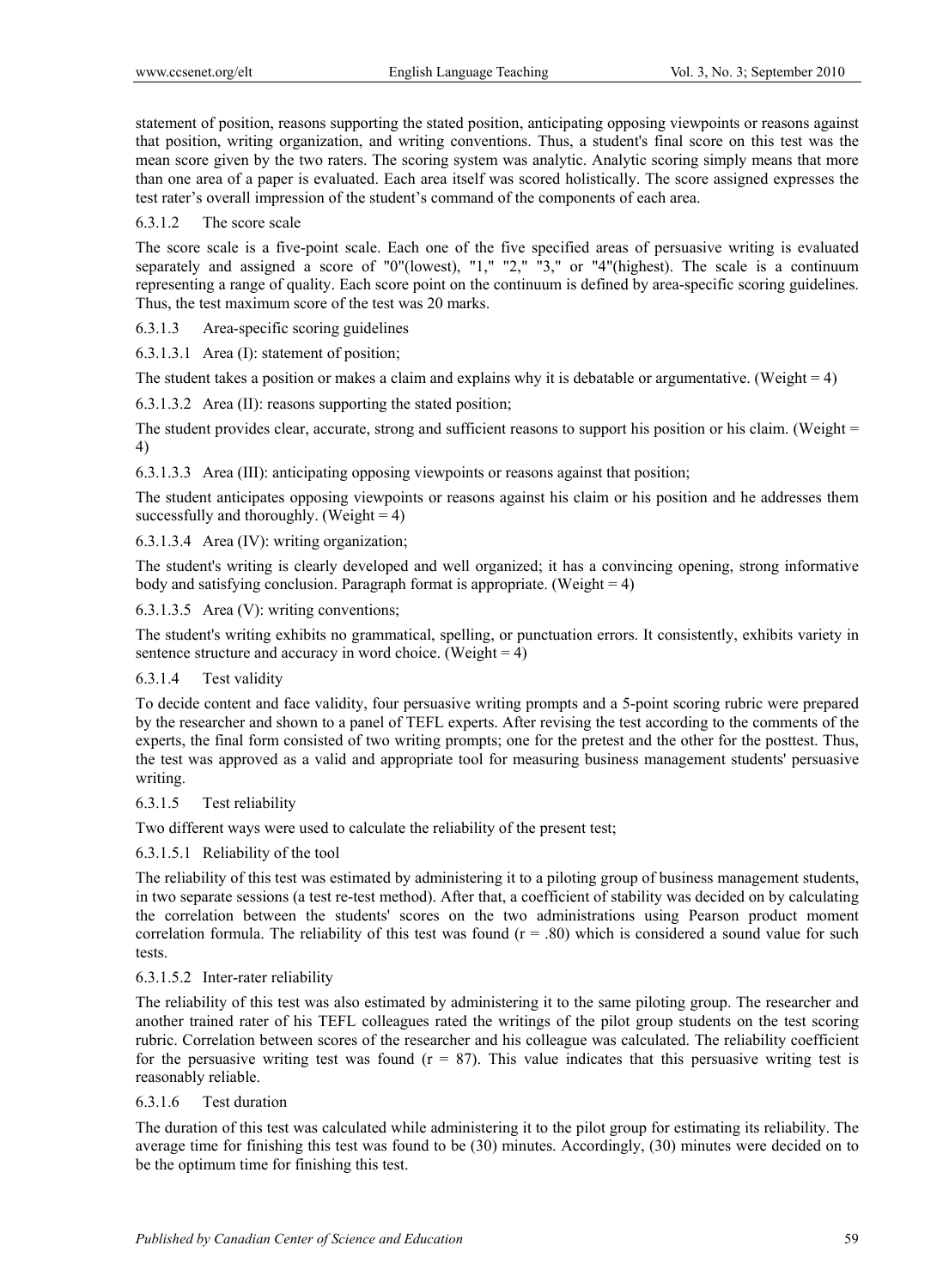statement of position, reasons supporting the stated position, anticipating opposing viewpoints or reasons against that position, writing organization, and writing conventions. Thus, a student's final score on this test was the mean score given by the two raters. The scoring system was analytic. Analytic scoring simply means that more than one area of a paper is evaluated. Each area itself was scored holistically. The score assigned expresses the test rater's overall impression of the student's command of the components of each area.

#### 6.3.1.2 The score scale

The score scale is a five-point scale. Each one of the five specified areas of persuasive writing is evaluated separately and assigned a score of "0"(lowest), "1," "2," "3," or "4"(highest). The scale is a continuum representing a range of quality. Each score point on the continuum is defined by area-specific scoring guidelines. Thus, the test maximum score of the test was 20 marks.

#### 6.3.1.3 Area-specific scoring guidelines

##### 6.3.1.3.1 Area (I): statement of position;

The student takes a position or makes a claim and explains why it is debatable or argumentative. (Weight = 4)

##### 6.3.1.3.2 Area (II): reasons supporting the stated position;

The student provides clear, accurate, strong and sufficient reasons to support his position or his claim. (Weight = 4)

##### 6.3.1.3.3 Area (III): anticipating opposing viewpoints or reasons against that position;

The student anticipates opposing viewpoints or reasons against his claim or his position and he addresses them successfully and thoroughly. (Weight = 4)

##### 6.3.1.3.4 Area (IV): writing organization;

The student's writing is clearly developed and well organized; it has a convincing opening, strong informative body and satisfying conclusion. Paragraph format is appropriate. (Weight = 4)

##### 6.3.1.3.5 Area (V): writing conventions;

The student's writing exhibits no grammatical, spelling, or punctuation errors. It consistently, exhibits variety in sentence structure and accuracy in word choice. (Weight = 4)

#### 6.3.1.4 Test validity

To decide content and face validity, four persuasive writing prompts and a 5-point scoring rubric were prepared by the researcher and shown to a panel of TEFL experts. After revising the test according to the comments of the experts, the final form consisted of two writing prompts; one for the pretest and the other for the posttest. Thus, the test was approved as a valid and appropriate tool for measuring business management students' persuasive writing.

#### 6.3.1.5 Test reliability

Two different ways were used to calculate the reliability of the present test;

##### 6.3.1.5.1 Reliability of the tool

The reliability of this test was estimated by administering it to a piloting group of business management students, in two separate sessions (a test re-test method). After that, a coefficient of stability was decided on by calculating the correlation between the students' scores on the two administrations using Pearson product moment correlation formula. The reliability of this test was found ($r = .80$) which is considered a sound value for such tests.

##### 6.3.1.5.2 Inter-rater reliability

The reliability of this test was also estimated by administering it to the same piloting group. The researcher and another trained rater of his TEFL colleagues rated the writings of the pilot group students on the test scoring rubric. Correlation between scores of the researcher and his colleague was calculated. The reliability coefficient for the persuasive writing test was found ($r = 87$). This value indicates that this persuasive writing test is reasonably reliable.

#### 6.3.1.6 Test duration

The duration of this test was calculated while administering it to the pilot group for estimating its reliability. The average time for finishing this test was found to be (30) minutes. Accordingly, (30) minutes were decided on to be the optimum time for finishing this test.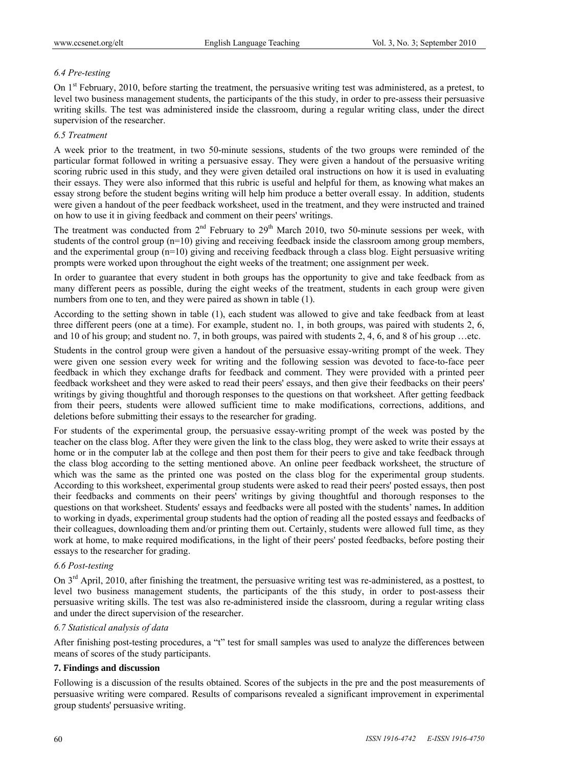*6.4 Pre-testing*

On 1st February, 2010, before starting the treatment, the persuasive writing test was administered, as a pretest, to level two business management students, the participants of the this study, in order to pre-assess their persuasive writing skills. The test was administered inside the classroom, during a regular writing class, under the direct supervision of the researcher.

*6.5 Treatment*

A week prior to the treatment, in two 50-minute sessions, students of the two groups were reminded of the particular format followed in writing a persuasive essay. They were given a handout of the persuasive writing scoring rubric used in this study, and they were given detailed oral instructions on how it is used in evaluating their essays. They were also informed that this rubric is useful and helpful for them, as knowing what makes an essay strong before the student begins writing will help him produce a better overall essay. In addition, students were given a handout of the peer feedback worksheet, used in the treatment, and they were instructed and trained on how to use it in giving feedback and comment on their peers' writings.

The treatment was conducted from 2nd February to 29th March 2010, two 50-minute sessions per week, with students of the control group (n=10) giving and receiving feedback inside the classroom among group members, and the experimental group (n=10) giving and receiving feedback through a class blog. Eight persuasive writing prompts were worked upon throughout the eight weeks of the treatment; one assignment per week.

In order to guarantee that every student in both groups has the opportunity to give and take feedback from as many different peers as possible, during the eight weeks of the treatment, students in each group were given numbers from one to ten, and they were paired as shown in table (1).

According to the setting shown in table (1), each student was allowed to give and take feedback from at least three different peers (one at a time). For example, student no. 1, in both groups, was paired with students 2, 6, and 10 of his group; and student no. 7, in both groups, was paired with students 2, 4, 6, and 8 of his group …etc.

Students in the control group were given a handout of the persuasive essay-writing prompt of the week. They were given one session every week for writing and the following session was devoted to face-to-face peer feedback in which they exchange drafts for feedback and comment. They were provided with a printed peer feedback worksheet and they were asked to read their peers' essays, and then give their feedbacks on their peers' writings by giving thoughtful and thorough responses to the questions on that worksheet. After getting feedback from their peers, students were allowed sufficient time to make modifications, corrections, additions, and deletions before submitting their essays to the researcher for grading.

For students of the experimental group, the persuasive essay-writing prompt of the week was posted by the teacher on the class blog. After they were given the link to the class blog, they were asked to write their essays at home or in the computer lab at the college and then post them for their peers to give and take feedback through the class blog according to the setting mentioned above. An online peer feedback worksheet, the structure of which was the same as the printed one was posted on the class blog for the experimental group students. According to this worksheet, experimental group students were asked to read their peers' posted essays, then post their feedbacks and comments on their peers' writings by giving thoughtful and thorough responses to the questions on that worksheet. Students' essays and feedbacks were all posted with the students' names**.** In addition to working in dyads, experimental group students had the option of reading all the posted essays and feedbacks of their colleagues, downloading them and/or printing them out. Certainly, students were allowed full time, as they work at home, to make required modifications, in the light of their peers' posted feedbacks, before posting their essays to the researcher for grading.

*6.6 Post-testing*

On 3rd April, 2010, after finishing the treatment, the persuasive writing test was re-administered, as a posttest, to level two business management students, the participants of the this study, in order to post-assess their persuasive writing skills. The test was also re-administered inside the classroom, during a regular writing class and under the direct supervision of the researcher.

*6.7 Statistical analysis of data*

After finishing post-testing procedures, a "t" test for small samples was used to analyze the differences between means of scores of the study participants.

**7. Findings and discussion**

Following is a discussion of the results obtained. Scores of the subjects in the pre and the post measurements of persuasive writing were compared. Results of comparisons revealed a significant improvement in experimental group students' persuasive writing.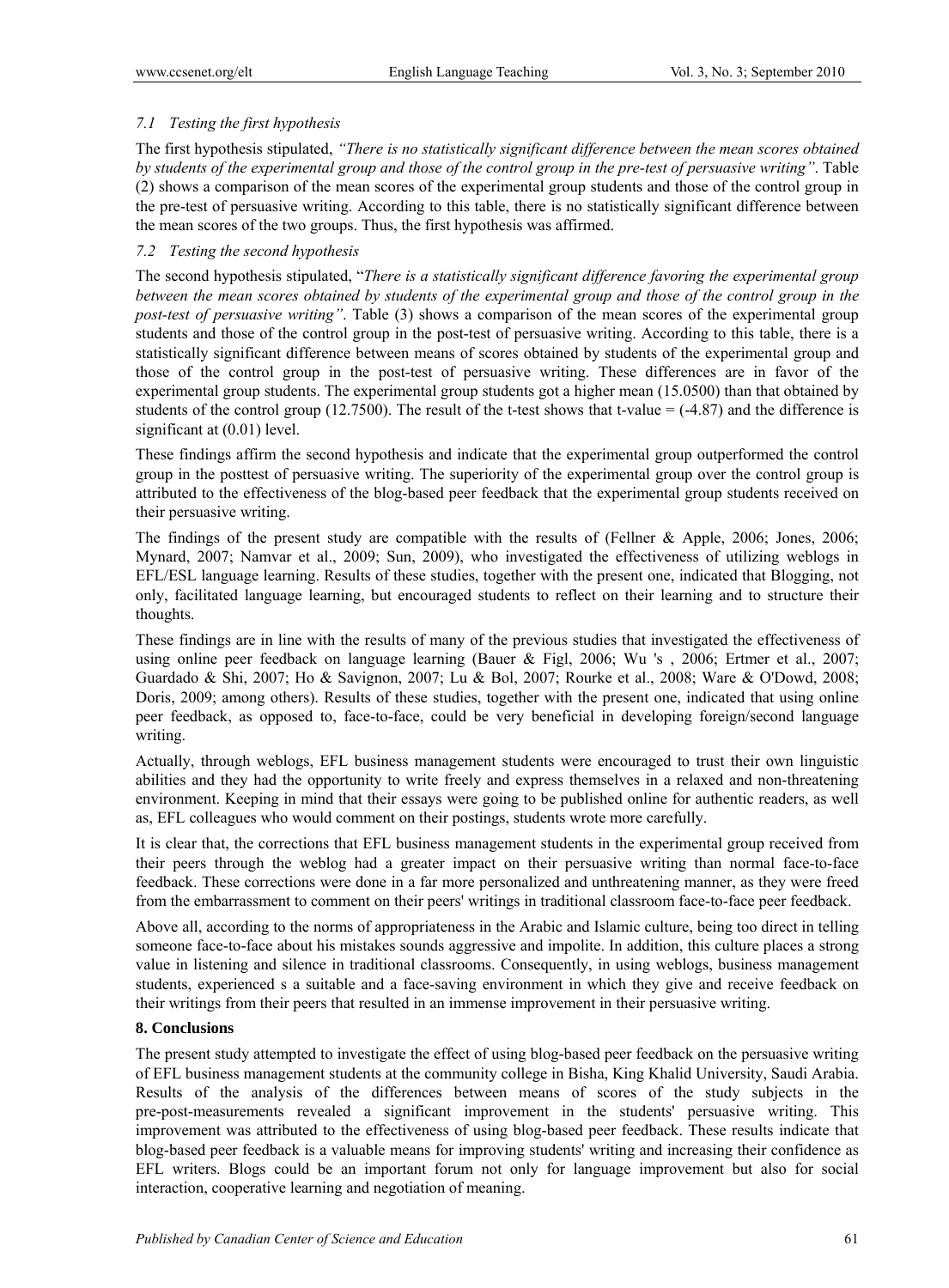### 7.1 Testing the first hypothesis

The first hypothesis stipulated, *"There is no statistically significant difference between the mean scores obtained by students of the experimental group and those of the control group in the pre-test of persuasive writing"*. Table (2) shows a comparison of the mean scores of the experimental group students and those of the control group in the pre-test of persuasive writing. According to this table, there is no statistically significant difference between the mean scores of the two groups. Thus, the first hypothesis was affirmed.

### 7.2 Testing the second hypothesis

The second hypothesis stipulated, "*There is a statistically significant difference favoring the experimental group between the mean scores obtained by students of the experimental group and those of the control group in the post-test of persuasive writing"*. Table (3) shows a comparison of the mean scores of the experimental group students and those of the control group in the post-test of persuasive writing. According to this table, there is a statistically significant difference between means of scores obtained by students of the experimental group and those of the control group in the post-test of persuasive writing. These differences are in favor of the experimental group students. The experimental group students got a higher mean (15.0500) than that obtained by students of the control group (12.7500). The result of the t-test shows that t-value = (-4.87) and the difference is significant at (0.01) level.

These findings affirm the second hypothesis and indicate that the experimental group outperformed the control group in the posttest of persuasive writing. The superiority of the experimental group over the control group is attributed to the effectiveness of the blog-based peer feedback that the experimental group students received on their persuasive writing.

The findings of the present study are compatible with the results of (Fellner & Apple, 2006; Jones, 2006; Mynard, 2007; Namvar et al., 2009; Sun, 2009), who investigated the effectiveness of utilizing weblogs in EFL/ESL language learning. Results of these studies, together with the present one, indicated that Blogging, not only, facilitated language learning, but encouraged students to reflect on their learning and to structure their thoughts.

These findings are in line with the results of many of the previous studies that investigated the effectiveness of using online peer feedback on language learning (Bauer & Figl, 2006; Wu 's , 2006; Ertmer et al., 2007; Guardado & Shi, 2007; Ho & Savignon, 2007; Lu & Bol, 2007; Rourke et al., 2008; Ware & O'Dowd, 2008; Doris, 2009; among others). Results of these studies, together with the present one, indicated that using online peer feedback, as opposed to, face-to-face, could be very beneficial in developing foreign/second language writing.

Actually, through weblogs, EFL business management students were encouraged to trust their own linguistic abilities and they had the opportunity to write freely and express themselves in a relaxed and non-threatening environment. Keeping in mind that their essays were going to be published online for authentic readers, as well as, EFL colleagues who would comment on their postings, students wrote more carefully.

It is clear that, the corrections that EFL business management students in the experimental group received from their peers through the weblog had a greater impact on their persuasive writing than normal face-to-face feedback. These corrections were done in a far more personalized and unthreatening manner, as they were freed from the embarrassment to comment on their peers' writings in traditional classroom face-to-face peer feedback.

Above all, according to the norms of appropriateness in the Arabic and Islamic culture, being too direct in telling someone face-to-face about his mistakes sounds aggressive and impolite. In addition, this culture places a strong value in listening and silence in traditional classrooms. Consequently, in using weblogs, business management students, experienced s a suitable and a face-saving environment in which they give and receive feedback on their writings from their peers that resulted in an immense improvement in their persuasive writing.

## 8. Conclusions

The present study attempted to investigate the effect of using blog-based peer feedback on the persuasive writing of EFL business management students at the community college in Bisha, King Khalid University, Saudi Arabia. Results of the analysis of the differences between means of scores of the study subjects in the pre-post-measurements revealed a significant improvement in the students' persuasive writing. This improvement was attributed to the effectiveness of using blog-based peer feedback. These results indicate that blog-based peer feedback is a valuable means for improving students' writing and increasing their confidence as EFL writers. Blogs could be an important forum not only for language improvement but also for social interaction, cooperative learning and negotiation of meaning.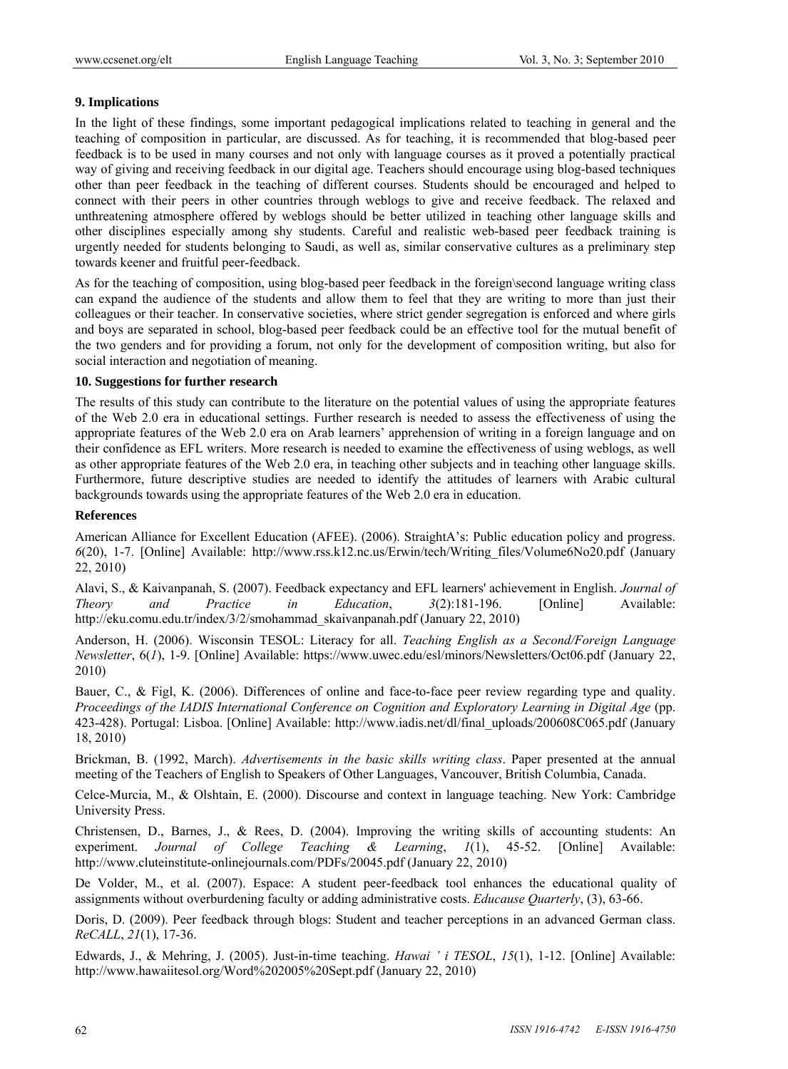## 9. Implications

In the light of these findings, some important pedagogical implications related to teaching in general and the teaching of composition in particular, are discussed. As for teaching, it is recommended that blog-based peer feedback is to be used in many courses and not only with language courses as it proved a potentially practical way of giving and receiving feedback in our digital age. Teachers should encourage using blog-based techniques other than peer feedback in the teaching of different courses. Students should be encouraged and helped to connect with their peers in other countries through weblogs to give and receive feedback. The relaxed and unthreatening atmosphere offered by weblogs should be better utilized in teaching other language skills and other disciplines especially among shy students. Careful and realistic web-based peer feedback training is urgently needed for students belonging to Saudi, as well as, similar conservative cultures as a preliminary step towards keener and fruitful peer-feedback.

As for the teaching of composition, using blog-based peer feedback in the foreign\second language writing class can expand the audience of the students and allow them to feel that they are writing to more than just their colleagues or their teacher. In conservative societies, where strict gender segregation is enforced and where girls and boys are separated in school, blog-based peer feedback could be an effective tool for the mutual benefit of the two genders and for providing a forum, not only for the development of composition writing, but also for social interaction and negotiation of meaning.

## 10. Suggestions for further research

The results of this study can contribute to the literature on the potential values of using the appropriate features of the Web 2.0 era in educational settings. Further research is needed to assess the effectiveness of using the appropriate features of the Web 2.0 era on Arab learners' apprehension of writing in a foreign language and on their confidence as EFL writers. More research is needed to examine the effectiveness of using weblogs, as well as other appropriate features of the Web 2.0 era, in teaching other subjects and in teaching other language skills. Furthermore, future descriptive studies are needed to identify the attitudes of learners with Arabic cultural backgrounds towards using the appropriate features of the Web 2.0 era in education.

## References

American Alliance for Excellent Education (AFEE). (2006). StraightA's: Public education policy and progress. *6*(20), 1-7. [Online] Available: http://www.rss.k12.nc.us/Erwin/tech/Writing_files/Volume6No20.pdf (January 22, 2010)

Alavi, S., & Kaivanpanah, S. (2007). Feedback expectancy and EFL learners' achievement in English. *Journal of Theory and Practice in Education*, *3*(2):181-196. [Online] Available: http://eku.comu.edu.tr/index/3/2/smohammad_skaivanpanah.pdf (January 22, 2010)

Anderson, H. (2006). Wisconsin TESOL: Literacy for all. *Teaching English as a Second/Foreign Language Newsletter*, 6(*1*), 1-9. [Online] Available: https://www.uwec.edu/esl/minors/Newsletters/Oct06.pdf (January 22, 2010)

Bauer, C., & Figl, K. (2006). Differences of online and face-to-face peer review regarding type and quality. *Proceedings of the IADIS International Conference on Cognition and Exploratory Learning in Digital Age* (pp. 423-428). Portugal: Lisboa. [Online] Available: http://www.iadis.net/dl/final_uploads/200608C065.pdf (January 18, 2010)

Brickman, B. (1992, March). *Advertisements in the basic skills writing class*. Paper presented at the annual meeting of the Teachers of English to Speakers of Other Languages, Vancouver, British Columbia, Canada.

Celce-Murcia, M., & Olshtain, E. (2000). Discourse and context in language teaching. New York: Cambridge University Press.

Christensen, D., Barnes, J., & Rees, D. (2004). Improving the writing skills of accounting students: An experiment. *Journal of College Teaching & Learning*, *1*(1), 45-52. [Online] Available: http://www.cluteinstitute-onlinejournals.com/PDFs/20045.pdf (January 22, 2010)

De Volder, M., et al. (2007). Espace: A student peer-feedback tool enhances the educational quality of assignments without overburdening faculty or adding administrative costs. *Educause Quarterly*, (3), 63-66.

Doris, D. (2009). Peer feedback through blogs: Student and teacher perceptions in an advanced German class. *ReCALL*, *21*(1), 17-36.

Edwards, J., & Mehring, J. (2005). Just-in-time teaching. *Hawai ' i TESOL*, *15*(1), 1-12. [Online] Available: http://www.hawaiitesol.org/Word%202005%20Sept.pdf (January 22, 2010)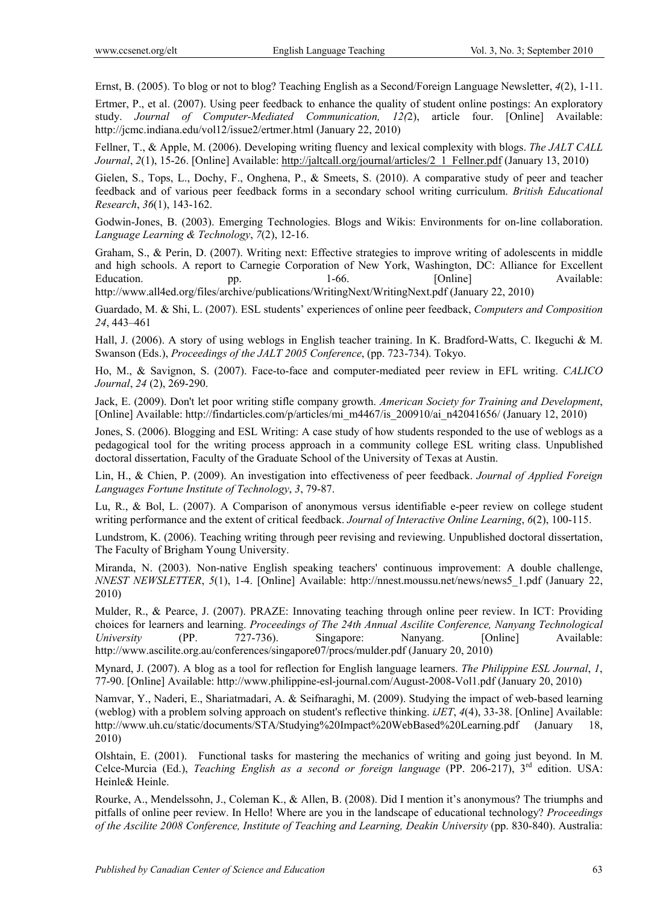Ernst, B. (2005). To blog or not to blog? Teaching English as a Second/Foreign Language Newsletter, *4*(2), 1-11.

Ertmer, P., et al. (2007). Using peer feedback to enhance the quality of student online postings: An exploratory study. *Journal of Computer-Mediated Communication, 12(*2), article four. [Online] Available: http://jcmc.indiana.edu/vol12/issue2/ertmer.html (January 22, 2010)

Fellner, T., & Apple, M. (2006). Developing writing fluency and lexical complexity with blogs. *The JALT CALL Journal*, *2*(1), 15-26. [Online] Available: http://jaltcall.org/journal/articles/2_1_Fellner.pdf (January 13, 2010)

Gielen, S., Tops, L., Dochy, F., Onghena, P., & Smeets, S. (2010). A comparative study of peer and teacher feedback and of various peer feedback forms in a secondary school writing curriculum. *British Educational Research*, *36*(1), 143-162.

Godwin-Jones, B. (2003). Emerging Technologies. Blogs and Wikis: Environments for on-line collaboration. *Language Learning & Technology*, *7*(2), 12-16.

Graham, S., & Perin, D. (2007). Writing next: Effective strategies to improve writing of adolescents in middle and high schools. A report to Carnegie Corporation of New York, Washington, DC: Alliance for Excellent Education. pp. 1-66. [Online] Available: http://www.all4ed.org/files/archive/publications/WritingNext/WritingNext.pdf (January 22, 2010)

Guardado, M. & Shi, L. (2007). ESL students' experiences of online peer feedback, *Computers and Composition 24*, 443–461

Hall, J. (2006). A story of using weblogs in English teacher training. In K. Bradford-Watts, C. Ikeguchi & M. Swanson (Eds.), *Proceedings of the JALT 2005 Conference*, (pp. 723-734). Tokyo.

Ho, M., & Savignon, S. (2007). Face-to-face and computer-mediated peer review in EFL writing. *CALICO Journal*, *24* (2), 269-290.

Jack, E. (2009). Don't let poor writing stifle company growth. *American Society for Training and Development*, [Online] Available: http://findarticles.com/p/articles/mi_m4467/is_200910/ai_n42041656/ (January 12, 2010)

Jones, S. (2006). Blogging and ESL Writing: A case study of how students responded to the use of weblogs as a pedagogical tool for the writing process approach in a community college ESL writing class. Unpublished doctoral dissertation, Faculty of the Graduate School of the University of Texas at Austin.

Lin, H., & Chien, P. (2009). An investigation into effectiveness of peer feedback. *Journal of Applied Foreign Languages Fortune Institute of Technology*, *3*, 79-87.

Lu, R., & Bol, L. (2007). A Comparison of anonymous versus identifiable e-peer review on college student writing performance and the extent of critical feedback. *Journal of Interactive Online Learning*, *6*(2), 100-115.

Lundstrom, K. (2006). Teaching writing through peer revising and reviewing. Unpublished doctoral dissertation, The Faculty of Brigham Young University.

Miranda, N. (2003). Non-native English speaking teachers' continuous improvement: A double challenge, *NNEST NEWSLETTER*, *5*(1), 1-4. [Online] Available: http://nnest.moussu.net/news/news5_1.pdf (January 22, 2010)

Mulder, R., & Pearce, J. (2007). PRAZE: Innovating teaching through online peer review. In ICT: Providing choices for learners and learning. *Proceedings of The 24th Annual Ascilite Conference, Nanyang Technological University* (PP. 727-736). Singapore: Nanyang. [Online] Available: http://www.ascilite.org.au/conferences/singapore07/procs/mulder.pdf (January 20, 2010)

Mynard, J. (2007). A blog as a tool for reflection for English language learners. *The Philippine ESL Journal*, *1*, 77-90. [Online] Available: http://www.philippine-esl-journal.com/August-2008-Vol1.pdf (January 20, 2010)

Namvar, Y., Naderi, E., Shariatmadari, A. & Seifnaraghi, M. (2009). Studying the impact of web-based learning (weblog) with a problem solving approach on student's reflective thinking. *iJET*, *4*(4), 33-38. [Online] Available: http://www.uh.cu/static/documents/STA/Studying%20Impact%20WebBased%20Learning.pdf (January 18, 2010)

Olshtain, E. (2001). Functional tasks for mastering the mechanics of writing and going just beyond. In M. Celce-Murcia (Ed.), *Teaching English as a second or foreign language* (PP. 206-217), 3rd edition. USA: Heinle& Heinle.

Rourke, A., Mendelssohn, J., Coleman K., & Allen, B. (2008). Did I mention it's anonymous? The triumphs and pitfalls of online peer review. In Hello! Where are you in the landscape of educational technology? *Proceedings of the Ascilite 2008 Conference, Institute of Teaching and Learning, Deakin University* (pp. 830-840). Australia: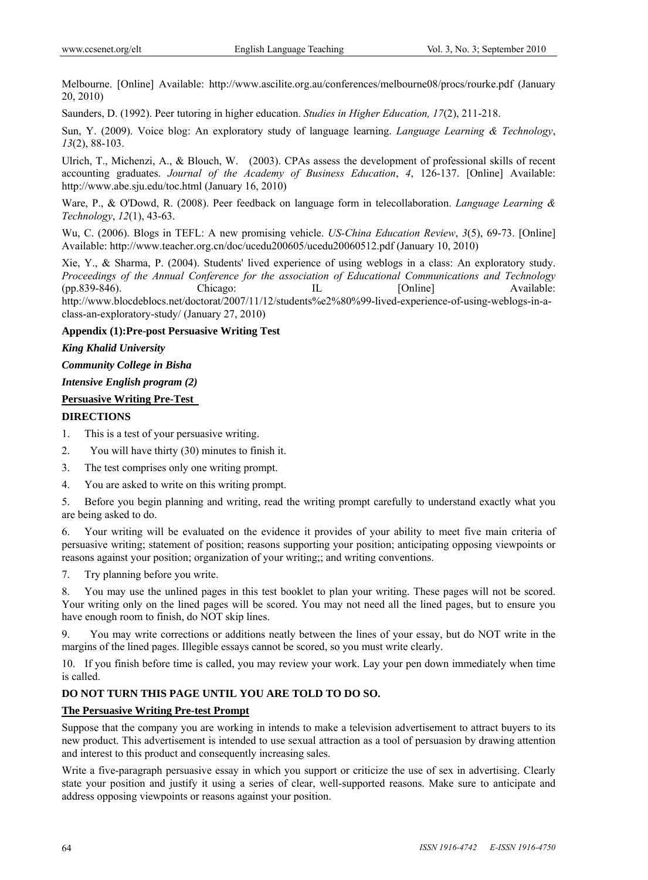Melbourne. [Online] Available: http://www.ascilite.org.au/conferences/melbourne08/procs/rourke.pdf (January 20, 2010)

Saunders, D. (1992). Peer tutoring in higher education. *Studies in Higher Education, 17*(2), 211-218.

Sun, Y. (2009). Voice blog: An exploratory study of language learning. *Language Learning & Technology*, *13*(2), 88-103.

Ulrich, T., Michenzi, A., & Blouch, W. (2003). CPAs assess the development of professional skills of recent accounting graduates. *Journal of the Academy of Business Education*, *4*, 126-137. [Online] Available: http://www.abe.sju.edu/toc.html (January 16, 2010)

Ware, P., & O'Dowd, R. (2008). Peer feedback on language form in telecollaboration. *Language Learning & Technology*, *12*(1), 43-63.

Wu, C. (2006). Blogs in TEFL: A new promising vehicle. *US-China Education Review*, *3*(5), 69-73. [Online] Available: http://www.teacher.org.cn/doc/ucedu200605/ucedu20060512.pdf (January 10, 2010)

Xie, Y., & Sharma, P. (2004). Students' lived experience of using weblogs in a class: An exploratory study. *Proceedings of the Annual Conference for the association of Educational Communications and Technology* (pp.839-846). Chicago: IL [Online] Available: http://www.blocdeblocs.net/doctorat/2007/11/12/students%e2%80%99-lived-experience-of-using-weblogs-in-a-class-an-exploratory-study/ (January 27, 2010)

**Appendix (1):Pre-post Persuasive Writing Test**

***King Khalid University***

***Community College in Bisha***

***Intensive English program (2)***

**Persuasive Writing Pre-Test**

**DIRECTIONS**

1. This is a test of your persuasive writing.
2. You will have thirty (30) minutes to finish it.
3. The test comprises only one writing prompt.
4. You are asked to write on this writing prompt.
5. Before you begin planning and writing, read the writing prompt carefully to understand exactly what you are being asked to do.
6. Your writing will be evaluated on the evidence it provides of your ability to meet five main criteria of persuasive writing; statement of position; reasons supporting your position; anticipating opposing viewpoints or reasons against your position; organization of your writing;; and writing conventions.
7. Try planning before you write.
8. You may use the unlined pages in this test booklet to plan your writing. These pages will not be scored. Your writing only on the lined pages will be scored. You may not need all the lined pages, but to ensure you have enough room to finish, do NOT skip lines.
9. You may write corrections or additions neatly between the lines of your essay, but do NOT write in the margins of the lined pages. Illegible essays cannot be scored, so you must write clearly.
10. If you finish before time is called, you may review your work. Lay your pen down immediately when time is called.

**DO NOT TURN THIS PAGE UNTIL YOU ARE TOLD TO DO SO.**

**The Persuasive Writing Pre-test Prompt**

Suppose that the company you are working in intends to make a television advertisement to attract buyers to its new product. This advertisement is intended to use sexual attraction as a tool of persuasion by drawing attention and interest to this product and consequently increasing sales.

Write a five-paragraph persuasive essay in which you support or criticize the use of sex in advertising. Clearly state your position and justify it using a series of clear, well-supported reasons. Make sure to anticipate and address opposing viewpoints or reasons against your position.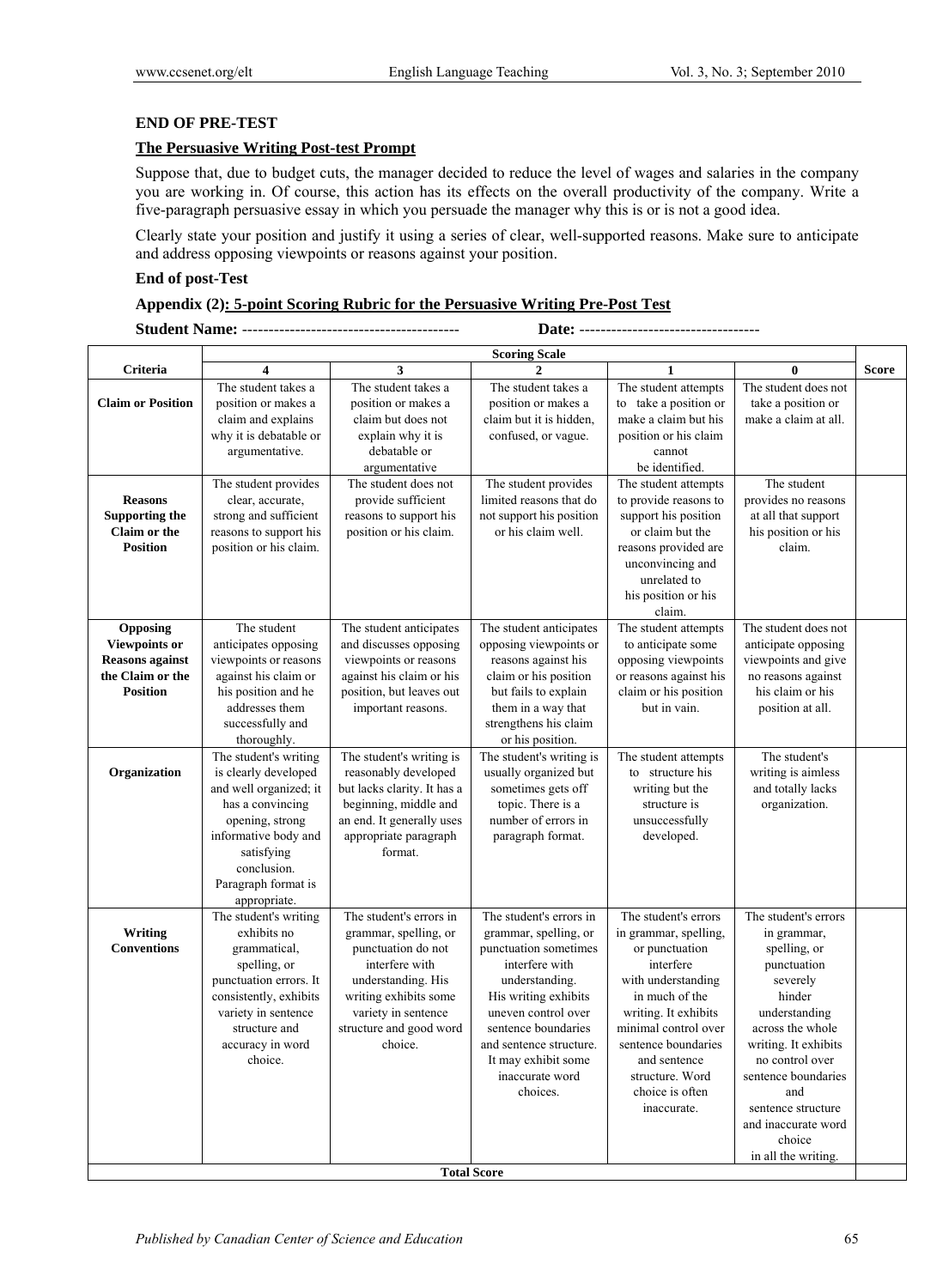**END OF PRE-TEST**

**The Persuasive Writing Post-test Prompt**

Suppose that, due to budget cuts, the manager decided to reduce the level of wages and salaries in the company you are working in. Of course, this action has its effects on the overall productivity of the company. Write a five-paragraph persuasive essay in which you persuade the manager why this is or is not a good idea.

Clearly state your position and justify it using a series of clear, well-supported reasons. Make sure to anticipate and address opposing viewpoints or reasons against your position.

**End of post-Test**

**Appendix (2): 5-point Scoring Rubric for the Persuasive Writing Pre-Post Test**

**Student Name: ----------------------------------------     Date: ---------------------------------**

| Criteria | Scoring Scale | | | | | Score |
|---|---|---|---|---|---|---|
| | 4 | 3 | 2 | 1 | 0 | |
| **Claim or Position** | The student takes a position or makes a claim and explains why it is debatable or argumentative. | The student takes a position or makes a claim but does not explain why it is debatable or argumentative | The student takes a position or makes a claim but it is hidden, confused, or vague. | The student attempts to take a position or make a claim but his position or his claim cannot be identified. | The student does not take a position or make a claim at all. | |
| **Reasons Supporting the Claim or the Position** | The student provides clear, accurate, strong and sufficient reasons to support his position or his claim. | The student does not provide sufficient reasons to support his position or his claim. | The student provides limited reasons that do not support his position or his claim well. | The student attempts to provide reasons to support his position or claim but the reasons provided are unconvincing and unrelated to his position or his claim. | The student provides no reasons at all that support his position or his claim. | |
| **Opposing Viewpoints or Reasons against the Claim or the Position** | The student anticipates opposing viewpoints or reasons against his claim or his position and he addresses them successfully and thoroughly. | The student anticipates and discusses opposing viewpoints or reasons against his claim or his position, but leaves out important reasons. | The student anticipates opposing viewpoints or reasons against his claim or his position but fails to explain them in a way that strengthens his claim or his position. | The student attempts to anticipate some opposing viewpoints or reasons against his claim or his position but in vain. | The student does not anticipate opposing viewpoints and give no reasons against his claim or his position at all. | |
| **Organization** | The student's writing is clearly developed and well organized; it has a convincing opening, strong informative body and satisfying conclusion. Paragraph format is appropriate. | The student's writing is reasonably developed but lacks clarity. It has a beginning, middle and an end. It generally uses appropriate paragraph format. | The student's writing is usually organized but sometimes gets off topic. There is a number of errors in paragraph format. | The student attempts to structure his writing but the structure is unsuccessfully developed. | The student's writing is aimless and totally lacks organization. | |
| **Writing Conventions** | The student's writing exhibits no grammatical, spelling, or punctuation errors. It consistently, exhibits variety in sentence structure and accuracy in word choice. | The student's errors in grammar, spelling, or punctuation do not interfere with understanding. His writing exhibits some variety in sentence structure and good word choice. | The student's errors in grammar, spelling, or punctuation sometimes interfere with understanding. His writing exhibits uneven control over sentence boundaries and sentence structure. It may exhibit some inaccurate word choices. | The student's errors in grammar, spelling, or punctuation interfere with understanding in much of the writing. It exhibits minimal control over sentence boundaries and sentence structure. Word choice is often inaccurate. | The student's errors in grammar, spelling, or punctuation severely hinder understanding across the whole writing. It exhibits no control over sentence boundaries and sentence structure and inaccurate word choice in all the writing. | |
| **Total Score** | | | | | | |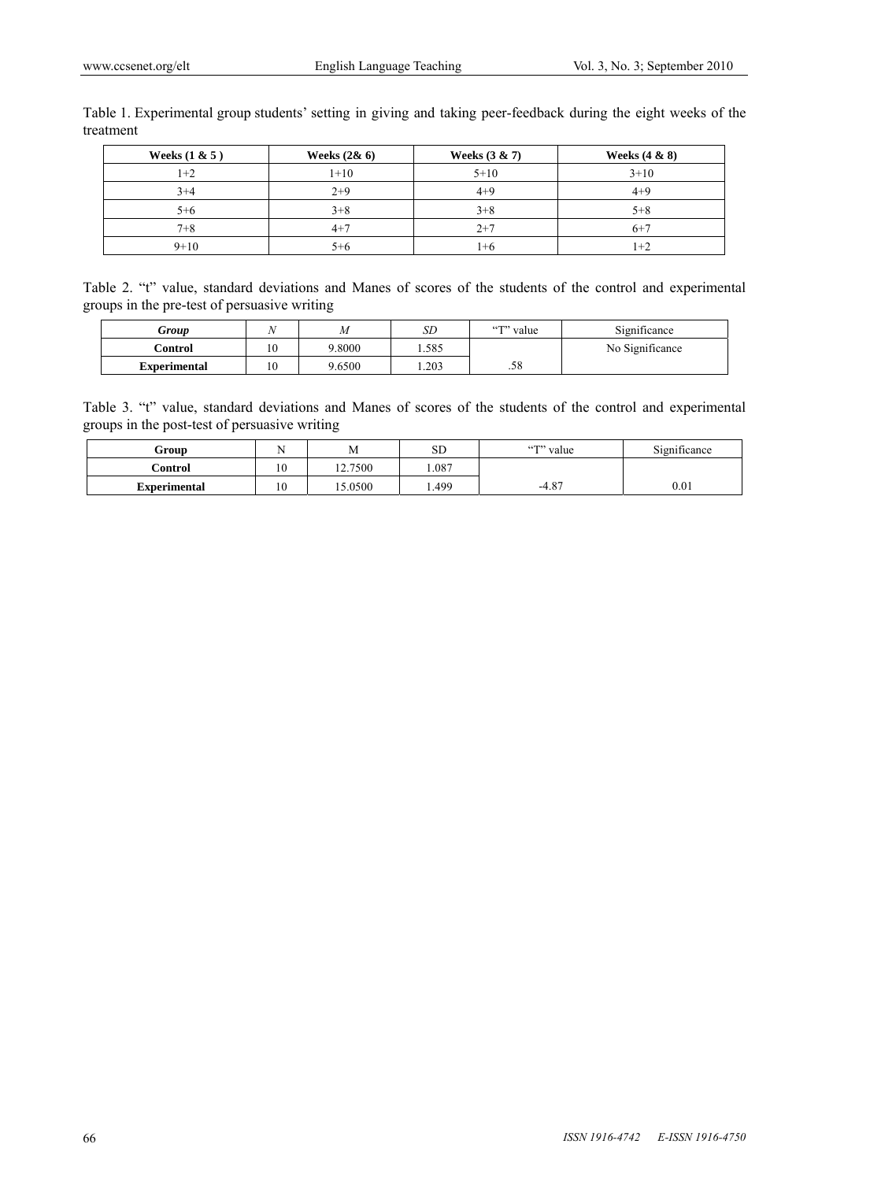Table 1. Experimental group students' setting in giving and taking peer-feedback during the eight weeks of the treatment

| Weeks (1 & 5 ) | Weeks (2& 6) | Weeks (3 & 7) | Weeks (4 & 8) |
|---|---|---|---|
| 1+2 | 1+10 | 5+10 | 3+10 |
| 3+4 | 2+9 | 4+9 | 4+9 |
| 5+6 | 3+8 | 3+8 | 5+8 |
| 7+8 | 4+7 | 2+7 | 6+7 |
| 9+10 | 5+6 | 1+6 | 1+2 |

Table 2. "t" value, standard deviations and Manes of scores of the students of the control and experimental groups in the pre-test of persuasive writing

| *Group* | *N* | *M* | *SD* | "T" value | Significance |
|---|---|---|---|---|---|
| **Control** | 10 | 9.8000 | 1.585 | | No Significance |
| **Experimental** | 10 | 9.6500 | 1.203 | .58 | |

Table 3. "t" value, standard deviations and Manes of scores of the students of the control and experimental groups in the post-test of persuasive writing

| Group | N | M | SD | "T" value | Significance |
|---|---|---|---|---|---|
| **Control** | 10 | 12.7500 | 1.087 | | |
| **Experimental** | 10 | 15.0500 | 1.499 | -4.87 | 0.01 |